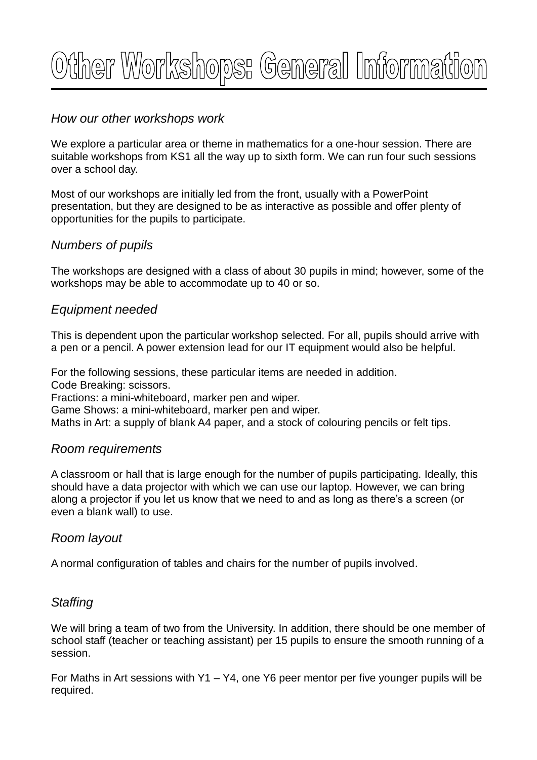# Other Workshops: General Information

## *How our other workshops work*

We explore a particular area or theme in mathematics for a one-hour session. There are suitable workshops from KS1 all the way up to sixth form. We can run four such sessions over a school day.

Most of our workshops are initially led from the front, usually with a PowerPoint presentation, but they are designed to be as interactive as possible and offer plenty of opportunities for the pupils to participate.

## *Numbers of pupils*

The workshops are designed with a class of about 30 pupils in mind; however, some of the workshops may be able to accommodate up to 40 or so.

## *Equipment needed*

This is dependent upon the particular workshop selected. For all, pupils should arrive with a pen or a pencil. A power extension lead for our IT equipment would also be helpful.

For the following sessions, these particular items are needed in addition.
Code Breaking: scissors.
Fractions: a mini-whiteboard, marker pen and wiper.
Game Shows: a mini-whiteboard, marker pen and wiper.
Maths in Art: a supply of blank A4 paper, and a stock of colouring pencils or felt tips.

## *Room requirements*

A classroom or hall that is large enough for the number of pupils participating. Ideally, this should have a data projector with which we can use our laptop. However, we can bring along a projector if you let us know that we need to and as long as there's a screen (or even a blank wall) to use.

## *Room layout*

A normal configuration of tables and chairs for the number of pupils involved.

## *Staffing*

We will bring a team of two from the University. In addition, there should be one member of school staff (teacher or teaching assistant) per 15 pupils to ensure the smooth running of a session.

For Maths in Art sessions with Y1 – Y4, one Y6 peer mentor per five younger pupils will be required.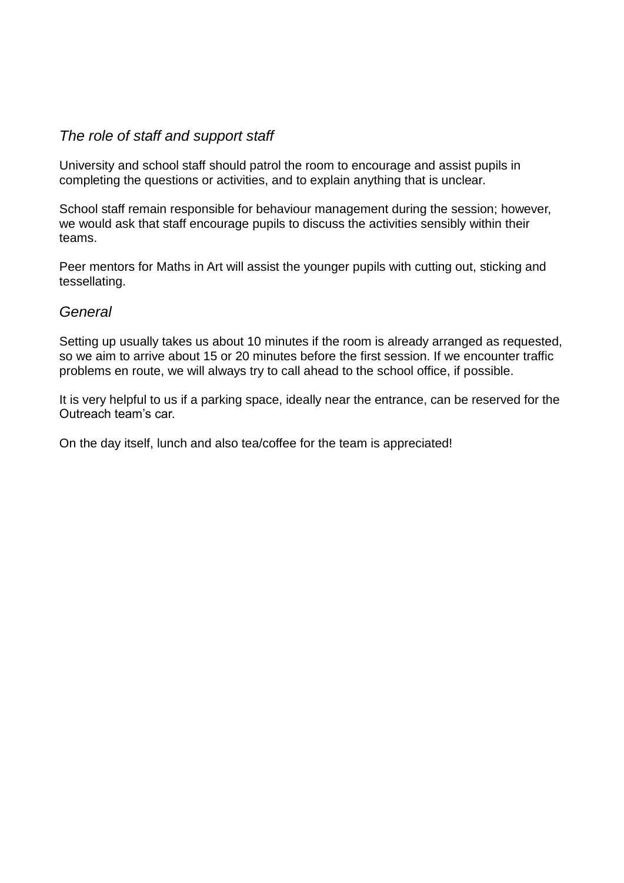## *The role of staff and support staff*

University and school staff should patrol the room to encourage and assist pupils in completing the questions or activities, and to explain anything that is unclear.

School staff remain responsible for behaviour management during the session; however, we would ask that staff encourage pupils to discuss the activities sensibly within their teams.

Peer mentors for Maths in Art will assist the younger pupils with cutting out, sticking and tessellating.

## *General*

Setting up usually takes us about 10 minutes if the room is already arranged as requested, so we aim to arrive about 15 or 20 minutes before the first session. If we encounter traffic problems en route, we will always try to call ahead to the school office, if possible.

It is very helpful to us if a parking space, ideally near the entrance, can be reserved for the Outreach team's car.

On the day itself, lunch and also tea/coffee for the team is appreciated!